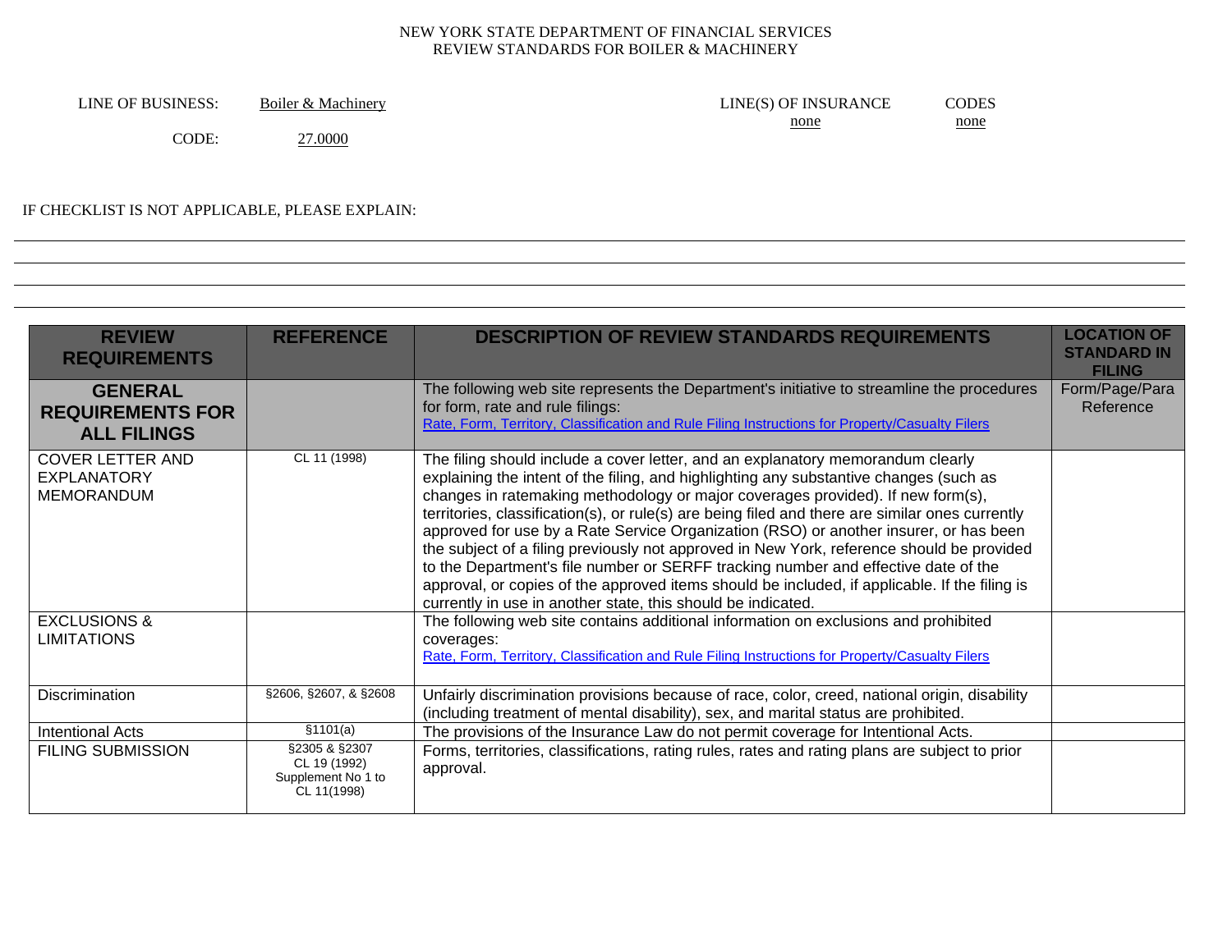NEW YORK STATE DEPARTMENT OF FINANCIAL SERVICES
REVIEW STANDARDS FOR BOILER & MACHINERY

LINE OF BUSINESS: Boiler & Machinery

CODE: 27.0000

LINE(S) OF INSURANCE: none

CODES: none

IF CHECKLIST IS NOT APPLICABLE, PLEASE EXPLAIN:

| REVIEW REQUIREMENTS | REFERENCE | DESCRIPTION OF REVIEW STANDARDS REQUIREMENTS | LOCATION OF STANDARD IN FILING |
|---|---|---|---|
| **GENERAL REQUIREMENTS FOR ALL FILINGS** | | The following web site represents the Department's initiative to streamline the procedures for form, rate and rule filings: Rate, Form, Territory, Classification and Rule Filing Instructions for Property/Casualty Filers | Form/Page/Para Reference |
| COVER LETTER AND EXPLANATORY MEMORANDUM | CL 11 (1998) | The filing should include a cover letter, and an explanatory memorandum clearly explaining the intent of the filing, and highlighting any substantive changes (such as changes in ratemaking methodology or major coverages provided). If new form(s), territories, classification(s), or rule(s) are being filed and there are similar ones currently approved for use by a Rate Service Organization (RSO) or another insurer, or has been the subject of a filing previously not approved in New York, reference should be provided to the Department's file number or SERFF tracking number and effective date of the approval, or copies of the approved items should be included, if applicable. If the filing is currently in use in another state, this should be indicated. | |
| EXCLUSIONS & LIMITATIONS | | The following web site contains additional information on exclusions and prohibited coverages: Rate, Form, Territory, Classification and Rule Filing Instructions for Property/Casualty Filers | |
| Discrimination | §2606, §2607, & §2608 | Unfairly discrimination provisions because of race, color, creed, national origin, disability (including treatment of mental disability), sex, and marital status are prohibited. | |
| Intentional Acts | §1101(a) | The provisions of the Insurance Law do not permit coverage for Intentional Acts. | |
| FILING SUBMISSION | §2305 & §2307 CL 19 (1992) Supplement No 1 to CL 11(1998) | Forms, territories, classifications, rating rules, rates and rating plans are subject to prior approval. | |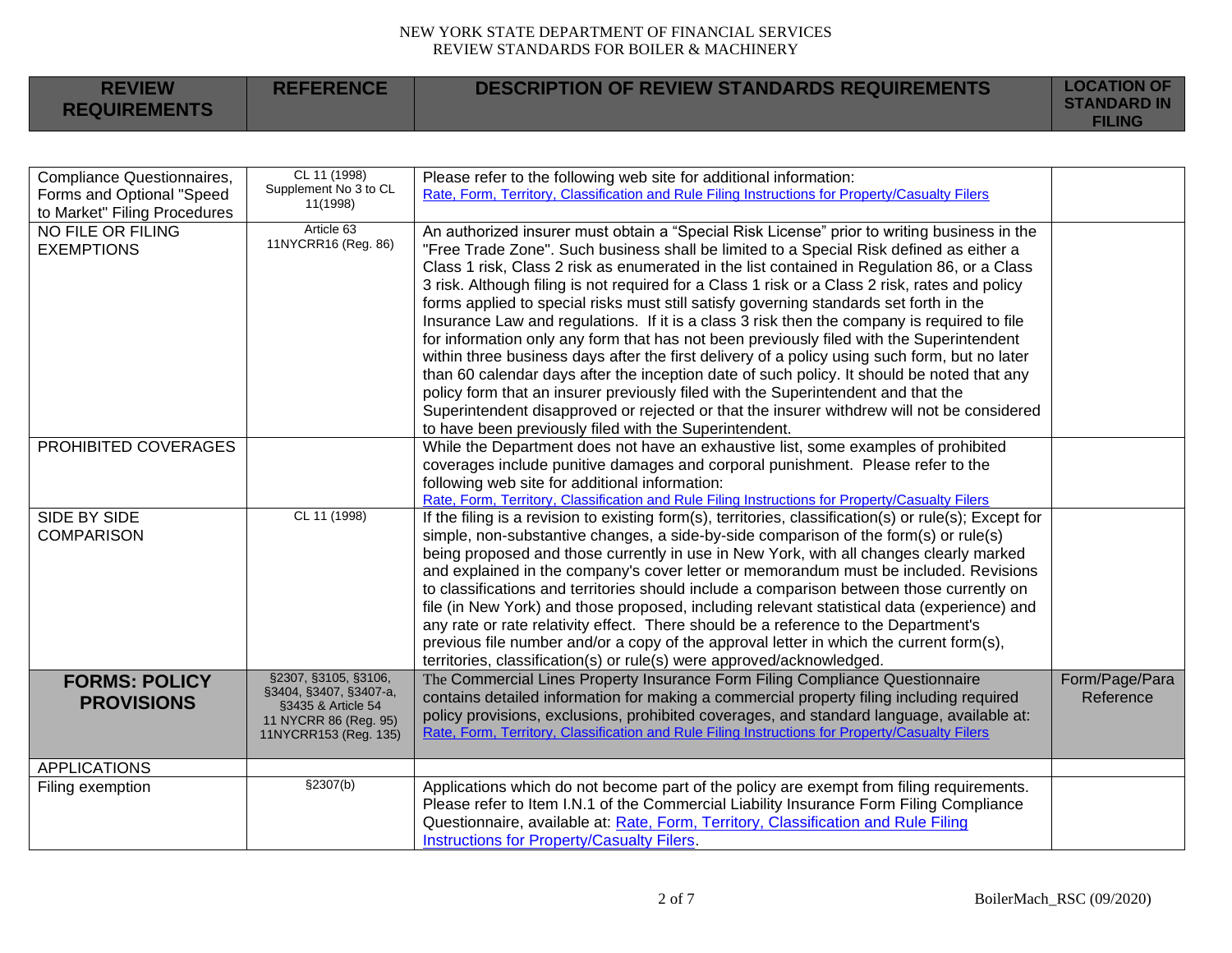NEW YORK STATE DEPARTMENT OF FINANCIAL SERVICES
REVIEW STANDARDS FOR BOILER & MACHINERY

| REVIEW REQUIREMENTS | REFERENCE | DESCRIPTION OF REVIEW STANDARDS REQUIREMENTS | LOCATION OF STANDARD IN FILING |
|---|---|---|---|
| Compliance Questionnaires, Forms and Optional "Speed to Market" Filing Procedures | CL 11 (1998) Supplement No 3 to CL 11(1998) | Please refer to the following web site for additional information: Rate, Form, Territory, Classification and Rule Filing Instructions for Property/Casualty Filers | |
| NO FILE OR FILING EXEMPTIONS | Article 63 11NYCRR16 (Reg. 86) | An authorized insurer must obtain a "Special Risk License" prior to writing business in the "Free Trade Zone". Such business shall be limited to a Special Risk defined as either a Class 1 risk, Class 2 risk as enumerated in the list contained in Regulation 86, or a Class 3 risk. Although filing is not required for a Class 1 risk or a Class 2 risk, rates and policy forms applied to special risks must still satisfy governing standards set forth in the Insurance Law and regulations. If it is a class 3 risk then the company is required to file for information only any form that has not been previously filed with the Superintendent within three business days after the first delivery of a policy using such form, but no later than 60 calendar days after the inception date of such policy. It should be noted that any policy form that an insurer previously filed with the Superintendent and that the Superintendent disapproved or rejected or that the insurer withdrew will not be considered to have been previously filed with the Superintendent. | |
| PROHIBITED COVERAGES | | While the Department does not have an exhaustive list, some examples of prohibited coverages include punitive damages and corporal punishment. Please refer to the following web site for additional information: Rate, Form, Territory, Classification and Rule Filing Instructions for Property/Casualty Filers | |
| SIDE BY SIDE COMPARISON | CL 11 (1998) | If the filing is a revision to existing form(s), territories, classification(s) or rule(s); Except for simple, non-substantive changes, a side-by-side comparison of the form(s) or rule(s) being proposed and those currently in use in New York, with all changes clearly marked and explained in the company's cover letter or memorandum must be included. Revisions to classifications and territories should include a comparison between those currently on file (in New York) and those proposed, including relevant statistical data (experience) and any rate or rate relativity effect. There should be a reference to the Department's previous file number and/or a copy of the approval letter in which the current form(s), territories, classification(s) or rule(s) were approved/acknowledged. | |
| **FORMS: POLICY PROVISIONS** | §2307, §3105, §3106, §3404, §3407, §3407-a, §3435 & Article 54 11 NYCRR 86 (Reg. 95) 11NYCRR153 (Reg. 135) | The Commercial Lines Property Insurance Form Filing Compliance Questionnaire contains detailed information for making a commercial property filing including required policy provisions, exclusions, prohibited coverages, and standard language, available at: Rate, Form, Territory, Classification and Rule Filing Instructions for Property/Casualty Filers | Form/Page/Para Reference |
| APPLICATIONS | | | |
| Filing exemption | §2307(b) | Applications which do not become part of the policy are exempt from filing requirements. Please refer to Item I.N.1 of the Commercial Liability Insurance Form Filing Compliance Questionnaire, available at: Rate, Form, Territory, Classification and Rule Filing Instructions for Property/Casualty Filers. | |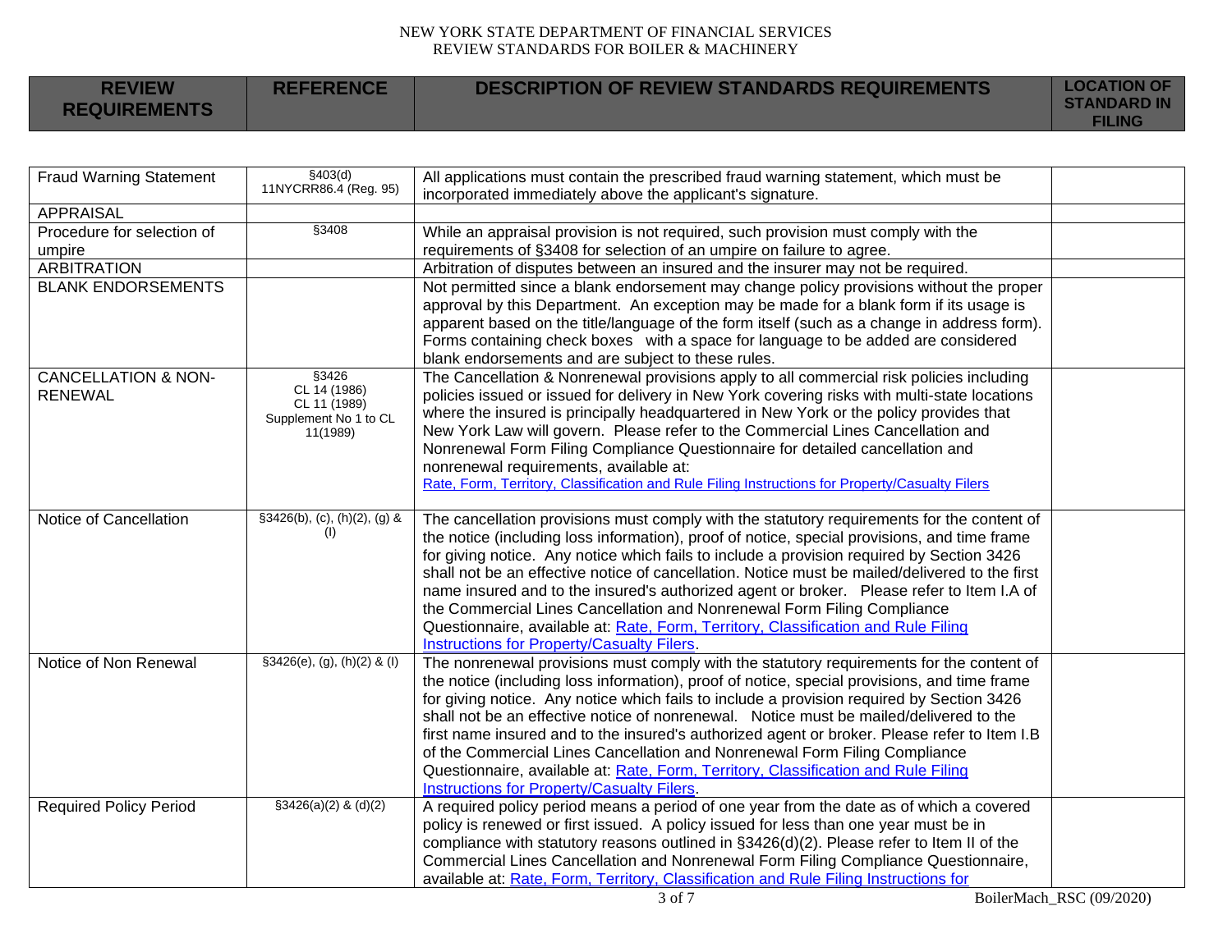| REVIEW REQUIREMENTS | REFERENCE | DESCRIPTION OF REVIEW STANDARDS REQUIREMENTS | LOCATION OF STANDARD IN FILING |
|---|---|---|---|
| Fraud Warning Statement | §403(d) 11NYCRR86.4 (Reg. 95) | All applications must contain the prescribed fraud warning statement, which must be incorporated immediately above the applicant's signature. | |
| APPRAISAL | | | |
| Procedure for selection of umpire | §3408 | While an appraisal provision is not required, such provision must comply with the requirements of §3408 for selection of an umpire on failure to agree. | |
| ARBITRATION | | Arbitration of disputes between an insured and the insurer may not be required. | |
| BLANK ENDORSEMENTS | | Not permitted since a blank endorsement may change policy provisions without the proper approval by this Department. An exception may be made for a blank form if its usage is apparent based on the title/language of the form itself (such as a change in address form). Forms containing check boxes with a space for language to be added are considered blank endorsements and are subject to these rules. | |
| CANCELLATION & NON-RENEWAL | §3426 CL 14 (1986) CL 11 (1989) Supplement No 1 to CL 11(1989) | The Cancellation & Nonrenewal provisions apply to all commercial risk policies including policies issued or issued for delivery in New York covering risks with multi-state locations where the insured is principally headquartered in New York or the policy provides that New York Law will govern. Please refer to the Commercial Lines Cancellation and Nonrenewal Form Filing Compliance Questionnaire for detailed cancellation and nonrenewal requirements, available at: Rate, Form, Territory, Classification and Rule Filing Instructions for Property/Casualty Filers | |
| Notice of Cancellation | §3426(b), (c), (h)(2), (g) & (l) | The cancellation provisions must comply with the statutory requirements for the content of the notice (including loss information), proof of notice, special provisions, and time frame for giving notice. Any notice which fails to include a provision required by Section 3426 shall not be an effective notice of cancellation. Notice must be mailed/delivered to the first name insured and to the insured's authorized agent or broker. Please refer to Item I.A of the Commercial Lines Cancellation and Nonrenewal Form Filing Compliance Questionnaire, available at: Rate, Form, Territory, Classification and Rule Filing Instructions for Property/Casualty Filers. | |
| Notice of Non Renewal | §3426(e), (g), (h)(2) & (l) | The nonrenewal provisions must comply with the statutory requirements for the content of the notice (including loss information), proof of notice, special provisions, and time frame for giving notice. Any notice which fails to include a provision required by Section 3426 shall not be an effective notice of nonrenewal. Notice must be mailed/delivered to the first name insured and to the insured's authorized agent or broker. Please refer to Item I.B of the Commercial Lines Cancellation and Nonrenewal Form Filing Compliance Questionnaire, available at: Rate, Form, Territory, Classification and Rule Filing Instructions for Property/Casualty Filers. | |
| Required Policy Period | §3426(a)(2) & (d)(2) | A required policy period means a period of one year from the date as of which a covered policy is renewed or first issued. A policy issued for less than one year must be in compliance with statutory reasons outlined in §3426(d)(2). Please refer to Item II of the Commercial Lines Cancellation and Nonrenewal Form Filing Compliance Questionnaire, available at: Rate, Form, Territory, Classification and Rule Filing Instructions for | |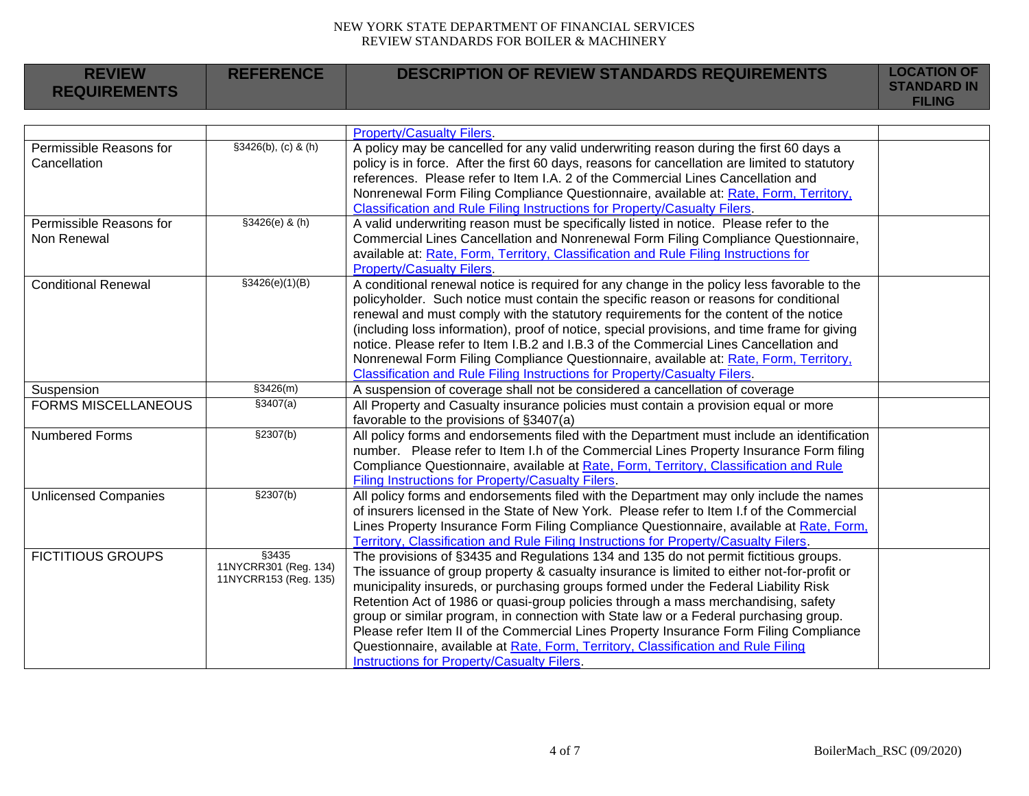| REVIEW REQUIREMENTS | REFERENCE | DESCRIPTION OF REVIEW STANDARDS REQUIREMENTS | LOCATION OF STANDARD IN FILING |
|---|---|---|---|
| | | Property/Casualty Filers. | |
| Permissible Reasons for Cancellation | §3426(b), (c) & (h) | A policy may be cancelled for any valid underwriting reason during the first 60 days a policy is in force. After the first 60 days, reasons for cancellation are limited to statutory references. Please refer to Item I.A. 2 of the Commercial Lines Cancellation and Nonrenewal Form Filing Compliance Questionnaire, available at: Rate, Form, Territory, Classification and Rule Filing Instructions for Property/Casualty Filers. | |
| Permissible Reasons for Non Renewal | §3426(e) & (h) | A valid underwriting reason must be specifically listed in notice. Please refer to the Commercial Lines Cancellation and Nonrenewal Form Filing Compliance Questionnaire, available at: Rate, Form, Territory, Classification and Rule Filing Instructions for Property/Casualty Filers. | |
| Conditional Renewal | §3426(e)(1)(B) | A conditional renewal notice is required for any change in the policy less favorable to the policyholder. Such notice must contain the specific reason or reasons for conditional renewal and must comply with the statutory requirements for the content of the notice (including loss information), proof of notice, special provisions, and time frame for giving notice. Please refer to Item I.B.2 and I.B.3 of the Commercial Lines Cancellation and Nonrenewal Form Filing Compliance Questionnaire, available at: Rate, Form, Territory, Classification and Rule Filing Instructions for Property/Casualty Filers. | |
| Suspension | §3426(m) | A suspension of coverage shall not be considered a cancellation of coverage | |
| FORMS MISCELLANEOUS | §3407(a) | All Property and Casualty insurance policies must contain a provision equal or more favorable to the provisions of §3407(a) | |
| Numbered Forms | §2307(b) | All policy forms and endorsements filed with the Department must include an identification number. Please refer to Item I.h of the Commercial Lines Property Insurance Form filing Compliance Questionnaire, available at Rate, Form, Territory, Classification and Rule Filing Instructions for Property/Casualty Filers. | |
| Unlicensed Companies | §2307(b) | All policy forms and endorsements filed with the Department may only include the names of insurers licensed in the State of New York. Please refer to Item I.f of the Commercial Lines Property Insurance Form Filing Compliance Questionnaire, available at Rate, Form, Territory, Classification and Rule Filing Instructions for Property/Casualty Filers. | |
| FICTITIOUS GROUPS | §3435<br>11NYCRR301 (Reg. 134)<br>11NYCRR153 (Reg. 135) | The provisions of §3435 and Regulations 134 and 135 do not permit fictitious groups. The issuance of group property & casualty insurance is limited to either not-for-profit or municipality insureds, or purchasing groups formed under the Federal Liability Risk Retention Act of 1986 or quasi-group policies through a mass merchandising, safety group or similar program, in connection with State law or a Federal purchasing group. Please refer Item II of the Commercial Lines Property Insurance Form Filing Compliance Questionnaire, available at Rate, Form, Territory, Classification and Rule Filing Instructions for Property/Casualty Filers. | |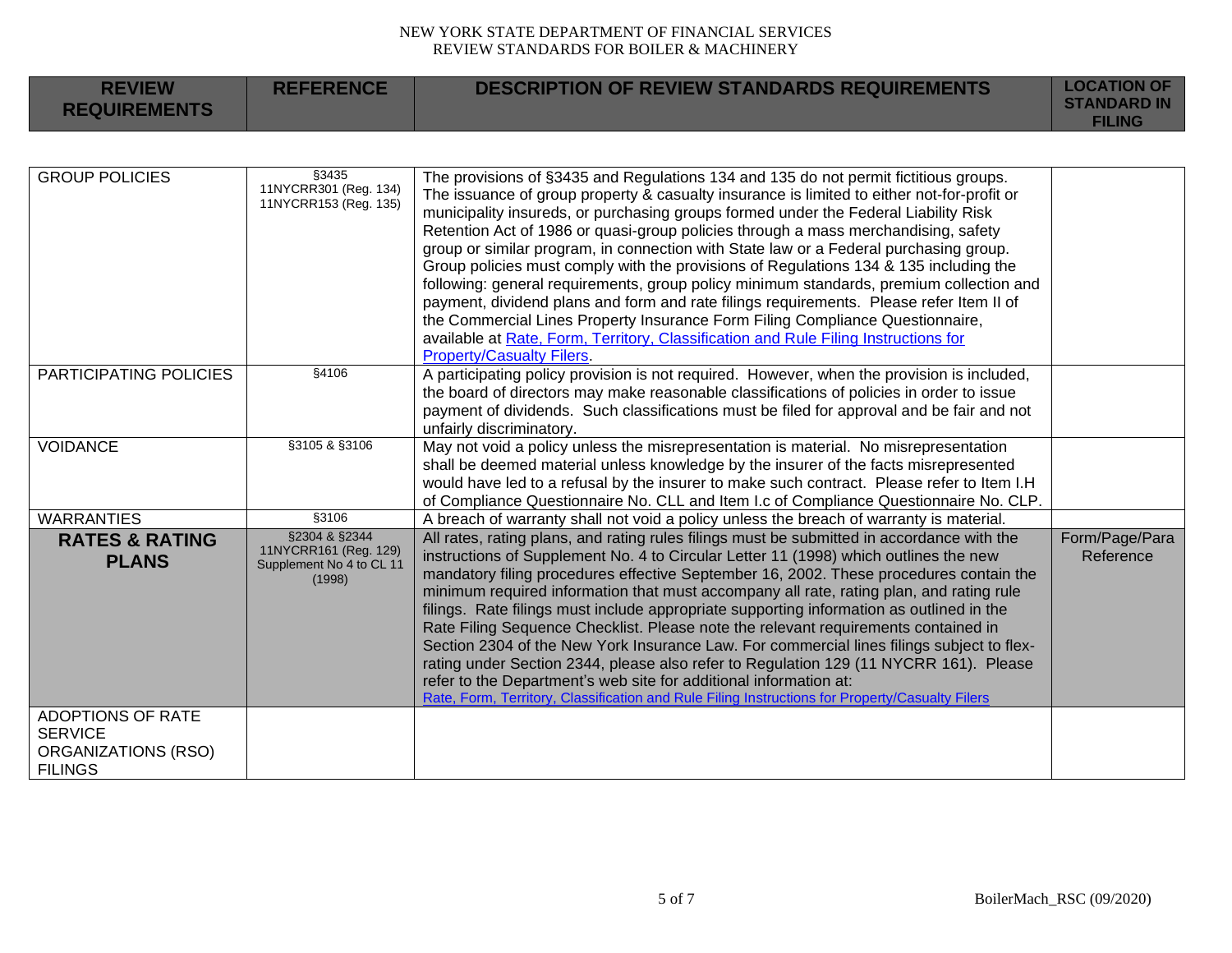| REVIEW REQUIREMENTS | REFERENCE | DESCRIPTION OF REVIEW STANDARDS REQUIREMENTS | LOCATION OF STANDARD IN FILING |
|---|---|---|---|
| GROUP POLICIES | §3435<br>11NYCRR301 (Reg. 134)<br>11NYCRR153 (Reg. 135) | The provisions of §3435 and Regulations 134 and 135 do not permit fictitious groups. The issuance of group property & casualty insurance is limited to either not-for-profit or municipality insureds, or purchasing groups formed under the Federal Liability Risk Retention Act of 1986 or quasi-group policies through a mass merchandising, safety group or similar program, in connection with State law or a Federal purchasing group. Group policies must comply with the provisions of Regulations 134 & 135 including the following: general requirements, group policy minimum standards, premium collection and payment, dividend plans and form and rate filings requirements. Please refer Item II of the Commercial Lines Property Insurance Form Filing Compliance Questionnaire, available at Rate, Form, Territory, Classification and Rule Filing Instructions for Property/Casualty Filers. | |
| PARTICIPATING POLICIES | §4106 | A participating policy provision is not required. However, when the provision is included, the board of directors may make reasonable classifications of policies in order to issue payment of dividends. Such classifications must be filed for approval and be fair and not unfairly discriminatory. | |
| VOIDANCE | §3105 & §3106 | May not void a policy unless the misrepresentation is material. No misrepresentation shall be deemed material unless knowledge by the insurer of the facts misrepresented would have led to a refusal by the insurer to make such contract. Please refer to Item I.H of Compliance Questionnaire No. CLL and Item I.c of Compliance Questionnaire No. CLP. | |
| WARRANTIES | §3106 | A breach of warranty shall not void a policy unless the breach of warranty is material. | |
| **RATES & RATING PLANS** | §2304 & §2344<br>11NYCRR161 (Reg. 129)<br>Supplement No 4 to CL 11 (1998) | All rates, rating plans, and rating rules filings must be submitted in accordance with the instructions of Supplement No. 4 to Circular Letter 11 (1998) which outlines the new mandatory filing procedures effective September 16, 2002. These procedures contain the minimum required information that must accompany all rate, rating plan, and rating rule filings. Rate filings must include appropriate supporting information as outlined in the Rate Filing Sequence Checklist. Please note the relevant requirements contained in Section 2304 of the New York Insurance Law. For commercial lines filings subject to flex-rating under Section 2344, please also refer to Regulation 129 (11 NYCRR 161). Please refer to the Department's web site for additional information at:<br>Rate, Form, Territory, Classification and Rule Filing Instructions for Property/Casualty Filers | Form/Page/Para Reference |
| ADOPTIONS OF RATE SERVICE ORGANIZATIONS (RSO) FILINGS | | | |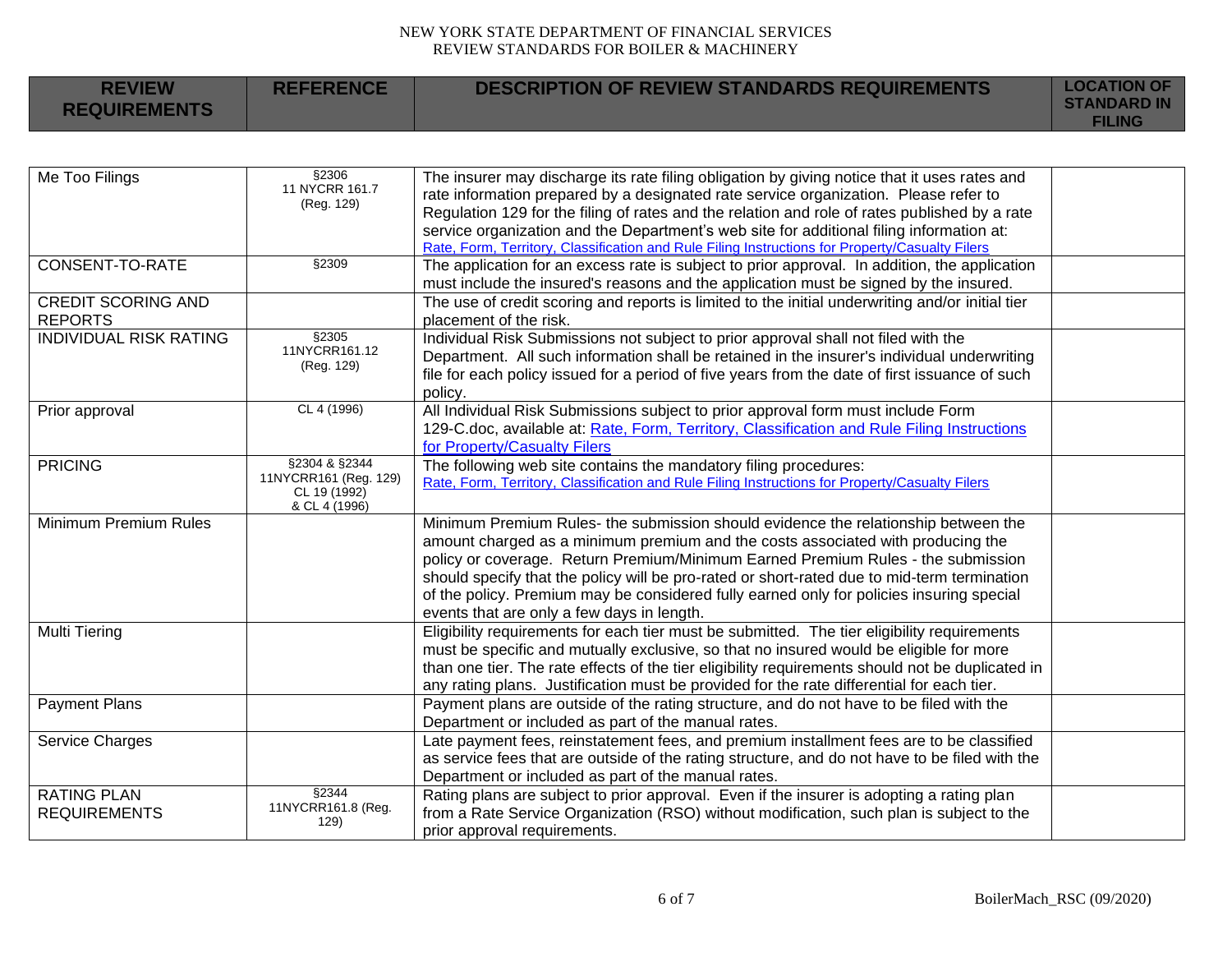NEW YORK STATE DEPARTMENT OF FINANCIAL SERVICES
REVIEW STANDARDS FOR BOILER & MACHINERY

| REVIEW REQUIREMENTS | REFERENCE | DESCRIPTION OF REVIEW STANDARDS REQUIREMENTS | LOCATION OF STANDARD IN FILING |
|---|---|---|---|
| Me Too Filings | §2306 11 NYCRR 161.7 (Reg. 129) | The insurer may discharge its rate filing obligation by giving notice that it uses rates and rate information prepared by a designated rate service organization. Please refer to Regulation 129 for the filing of rates and the relation and role of rates published by a rate service organization and the Department's web site for additional filing information at: Rate, Form, Territory, Classification and Rule Filing Instructions for Property/Casualty Filers | |
| CONSENT-TO-RATE | §2309 | The application for an excess rate is subject to prior approval. In addition, the application must include the insured's reasons and the application must be signed by the insured. | |
| CREDIT SCORING AND REPORTS | | The use of credit scoring and reports is limited to the initial underwriting and/or initial tier placement of the risk. | |
| INDIVIDUAL RISK RATING | §2305 11NYCRR161.12 (Reg. 129) | Individual Risk Submissions not subject to prior approval shall not filed with the Department. All such information shall be retained in the insurer's individual underwriting file for each policy issued for a period of five years from the date of first issuance of such policy. | |
| Prior approval | CL 4 (1996) | All Individual Risk Submissions subject to prior approval form must include Form 129-C.doc, available at: Rate, Form, Territory, Classification and Rule Filing Instructions for Property/Casualty Filers | |
| PRICING | §2304 & §2344 11NYCRR161 (Reg. 129) CL 19 (1992) & CL 4 (1996) | The following web site contains the mandatory filing procedures: Rate, Form, Territory, Classification and Rule Filing Instructions for Property/Casualty Filers | |
| Minimum Premium Rules | | Minimum Premium Rules- the submission should evidence the relationship between the amount charged as a minimum premium and the costs associated with producing the policy or coverage. Return Premium/Minimum Earned Premium Rules - the submission should specify that the policy will be pro-rated or short-rated due to mid-term termination of the policy. Premium may be considered fully earned only for policies insuring special events that are only a few days in length. | |
| Multi Tiering | | Eligibility requirements for each tier must be submitted. The tier eligibility requirements must be specific and mutually exclusive, so that no insured would be eligible for more than one tier. The rate effects of the tier eligibility requirements should not be duplicated in any rating plans. Justification must be provided for the rate differential for each tier. | |
| Payment Plans | | Payment plans are outside of the rating structure, and do not have to be filed with the Department or included as part of the manual rates. | |
| Service Charges | | Late payment fees, reinstatement fees, and premium installment fees are to be classified as service fees that are outside of the rating structure, and do not have to be filed with the Department or included as part of the manual rates. | |
| RATING PLAN REQUIREMENTS | §2344 11NYCRR161.8 (Reg. 129) | Rating plans are subject to prior approval. Even if the insurer is adopting a rating plan from a Rate Service Organization (RSO) without modification, such plan is subject to the prior approval requirements. | |

BoilerMach_RSC (09/2020)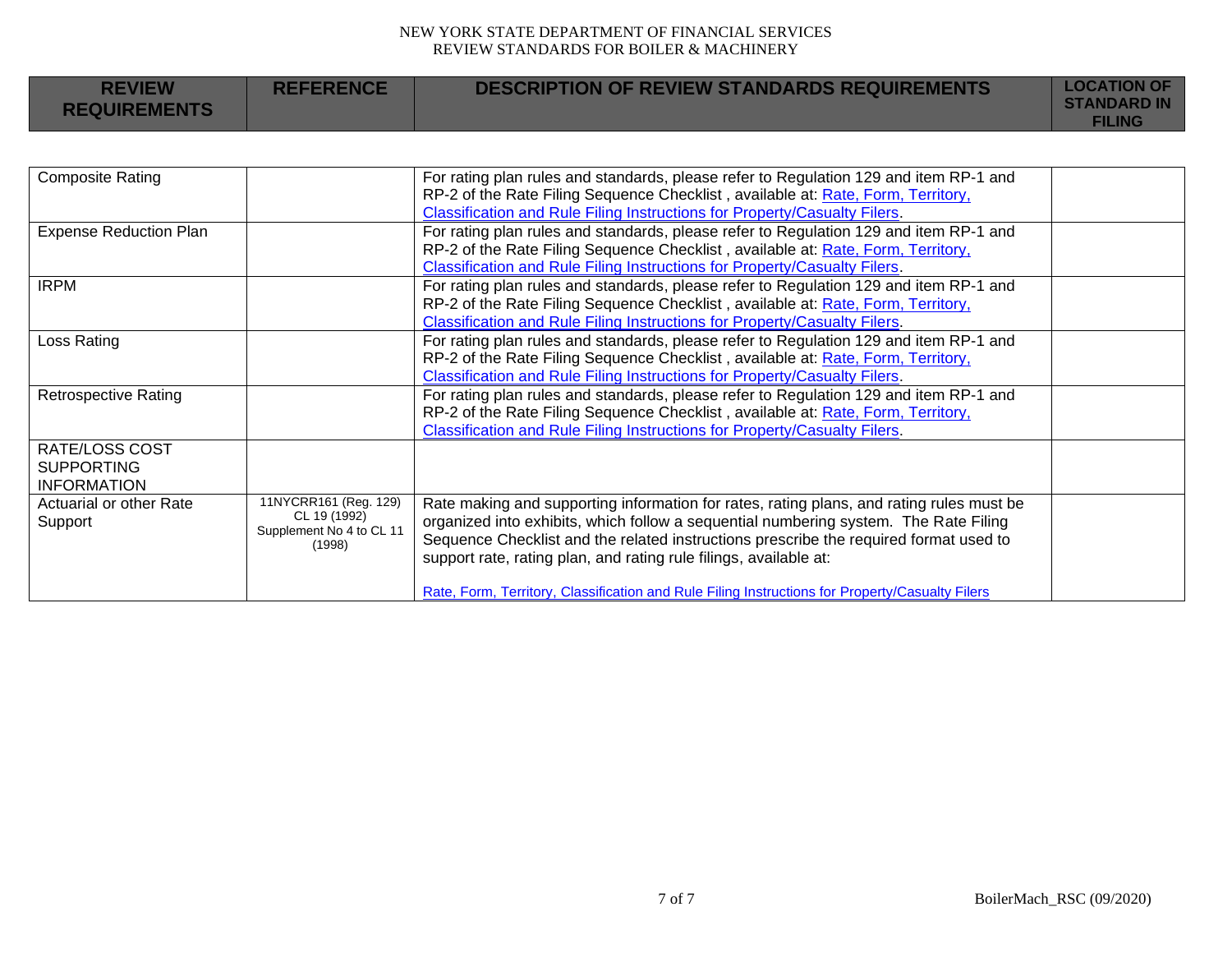| REVIEW REQUIREMENTS | REFERENCE | DESCRIPTION OF REVIEW STANDARDS REQUIREMENTS | LOCATION OF STANDARD IN FILING |
| --- | --- | --- | --- |
| Composite Rating | | For rating plan rules and standards, please refer to Regulation 129 and item RP-1 and RP-2 of the Rate Filing Sequence Checklist , available at: Rate, Form, Territory, Classification and Rule Filing Instructions for Property/Casualty Filers. | |
| Expense Reduction Plan | | For rating plan rules and standards, please refer to Regulation 129 and item RP-1 and RP-2 of the Rate Filing Sequence Checklist , available at: Rate, Form, Territory, Classification and Rule Filing Instructions for Property/Casualty Filers. | |
| IRPM | | For rating plan rules and standards, please refer to Regulation 129 and item RP-1 and RP-2 of the Rate Filing Sequence Checklist , available at: Rate, Form, Territory, Classification and Rule Filing Instructions for Property/Casualty Filers. | |
| Loss Rating | | For rating plan rules and standards, please refer to Regulation 129 and item RP-1 and RP-2 of the Rate Filing Sequence Checklist , available at: Rate, Form, Territory, Classification and Rule Filing Instructions for Property/Casualty Filers. | |
| Retrospective Rating | | For rating plan rules and standards, please refer to Regulation 129 and item RP-1 and RP-2 of the Rate Filing Sequence Checklist , available at: Rate, Form, Territory, Classification and Rule Filing Instructions for Property/Casualty Filers. | |
| RATE/LOSS COST SUPPORTING INFORMATION | | | |
| Actuarial or other Rate Support | 11NYCRR161 (Reg. 129) CL 19 (1992) Supplement No 4 to CL 11 (1998) | Rate making and supporting information for rates, rating plans, and rating rules must be organized into exhibits, which follow a sequential numbering system. The Rate Filing Sequence Checklist and the related instructions prescribe the required format used to support rate, rating plan, and rating rule filings, available at: Rate, Form, Territory, Classification and Rule Filing Instructions for Property/Casualty Filers | |